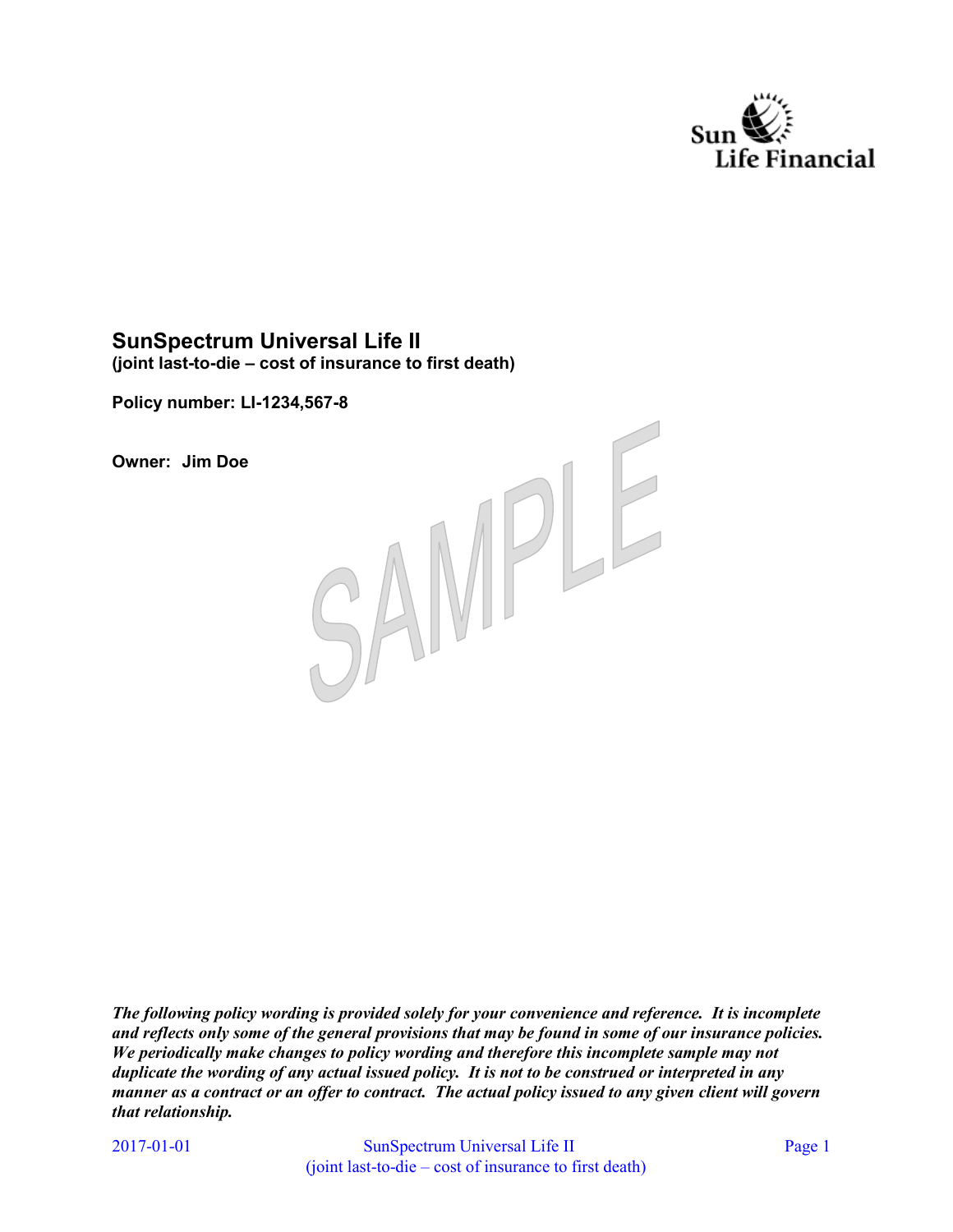# SunSpectrum Universal Life II

**(joint last-to-die – cost of insurance to first death)**

**Policy number: LI-1234,567-8**

**Owner: Jim Doe**

SAMPLE

***The following policy wording is provided solely for your convenience and reference. It is incomplete and reflects only some of the general provisions that may be found in some of our insurance policies. We periodically make changes to policy wording and therefore this incomplete sample may not duplicate the wording of any actual issued policy. It is not to be construed or interpreted in any manner as a contract or an offer to contract. The actual policy issued to any given client will govern that relationship.***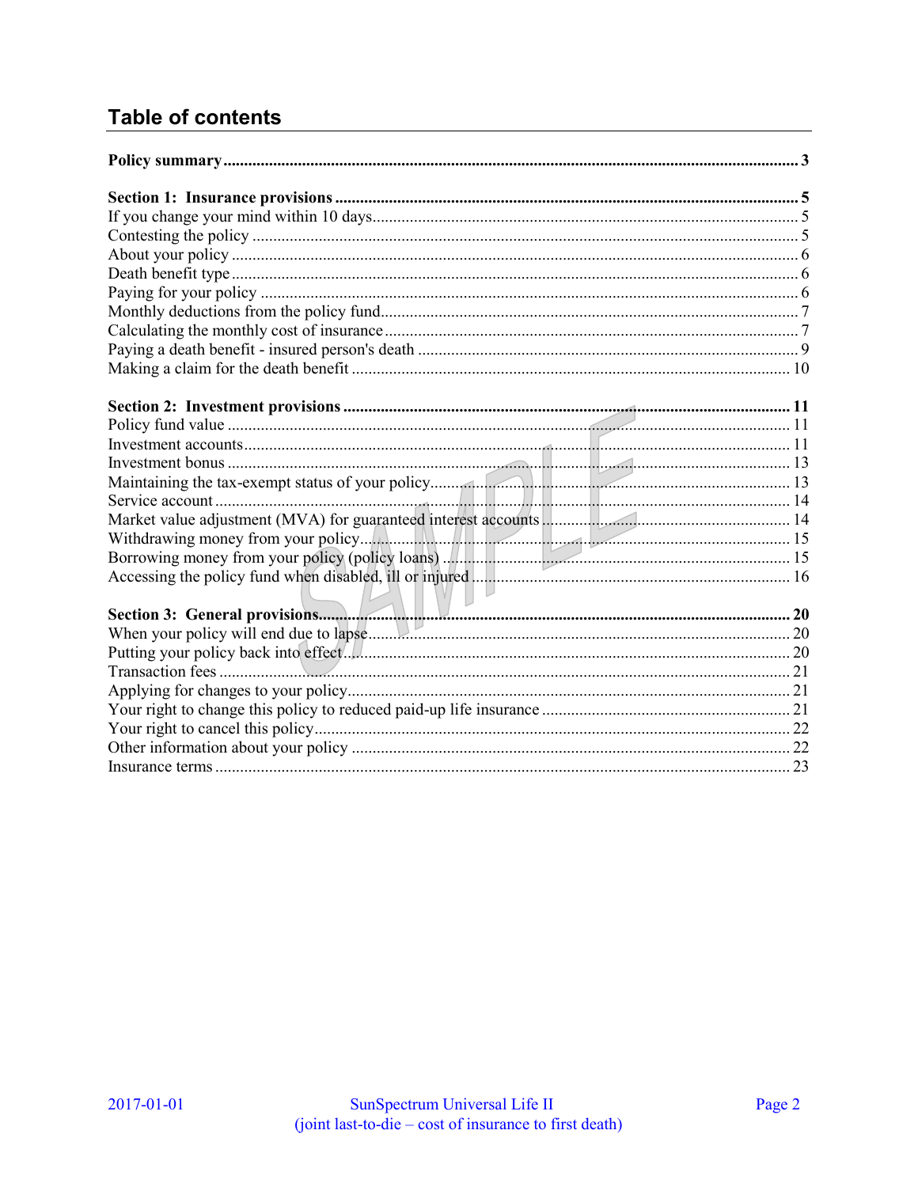## Table of contents

**Policy summary** ........................................................................ **3**

**Section 1: Insurance provisions** ........................................................................ **5**
If you change your mind within 10 days ........................................................................ 5
Contesting the policy ........................................................................ 5
About your policy ........................................................................ 6
Death benefit type ........................................................................ 6
Paying for your policy ........................................................................ 6
Monthly deductions from the policy fund ........................................................................ 7
Calculating the monthly cost of insurance ........................................................................ 7
Paying a death benefit - insured person's death ........................................................................ 9
Making a claim for the death benefit ........................................................................ 10

**Section 2: Investment provisions** ........................................................................ **11**
Policy fund value ........................................................................ 11
Investment accounts ........................................................................ 11
Investment bonus ........................................................................ 13
Maintaining the tax-exempt status of your policy ........................................................................ 13
Service account ........................................................................ 14
Market value adjustment (MVA) for guaranteed interest accounts ........................................................................ 14
Withdrawing money from your policy ........................................................................ 15
Borrowing money from your policy (policy loans) ........................................................................ 15
Accessing the policy fund when disabled, ill or injured ........................................................................ 16

**Section 3: General provisions** ........................................................................ **20**
When your policy will end due to lapse ........................................................................ 20
Putting your policy back into effect ........................................................................ 20
Transaction fees ........................................................................ 21
Applying for changes to your policy ........................................................................ 21
Your right to change this policy to reduced paid-up life insurance ........................................................................ 21
Your right to cancel this policy ........................................................................ 22
Other information about your policy ........................................................................ 22
Insurance terms ........................................................................ 23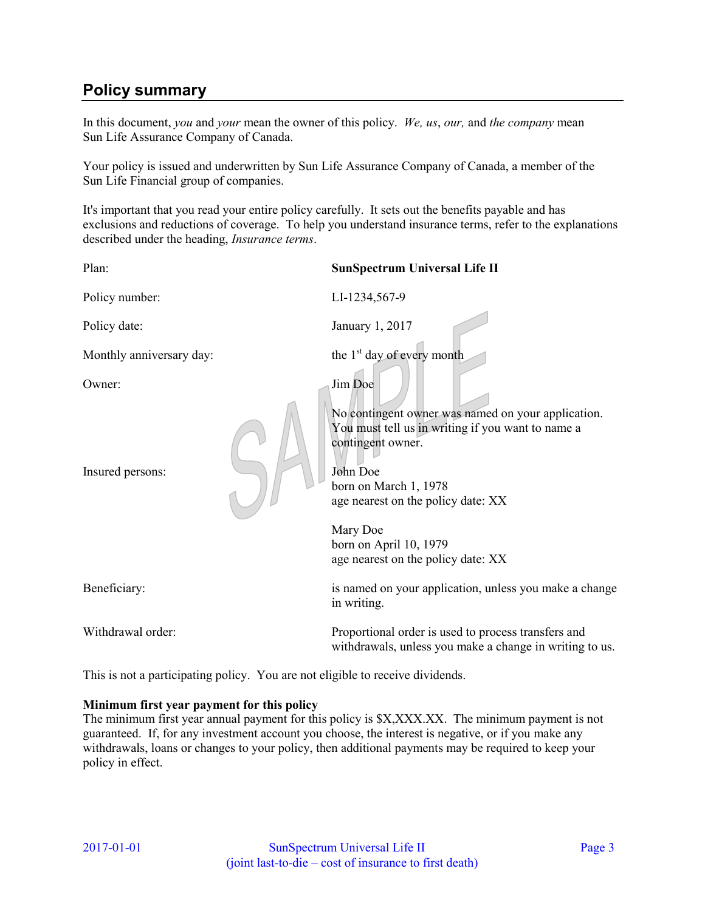## Policy summary

In this document, *you* and *your* mean the owner of this policy. *We, us, our,* and *the company* mean Sun Life Assurance Company of Canada.

Your policy is issued and underwritten by Sun Life Assurance Company of Canada, a member of the Sun Life Financial group of companies.

It's important that you read your entire policy carefully. It sets out the benefits payable and has exclusions and reductions of coverage. To help you understand insurance terms, refer to the explanations described under the heading, *Insurance terms*.

| | |
|---|---|
| Plan: | **SunSpectrum Universal Life II** |
| Policy number: | LI-1234,567-9 |
| Policy date: | January 1, 2017 |
| Monthly anniversary day: | the 1st day of every month |
| Owner: | Jim Doe<br><br>No contingent owner was named on your application. You must tell us in writing if you want to name a contingent owner. |
| Insured persons: | John Doe<br>born on March 1, 1978<br>age nearest on the policy date: XX<br><br>Mary Doe<br>born on April 10, 1979<br>age nearest on the policy date: XX |
| Beneficiary: | is named on your application, unless you make a change in writing. |
| Withdrawal order: | Proportional order is used to process transfers and withdrawals, unless you make a change in writing to us. |

This is not a participating policy. You are not eligible to receive dividends.

**Minimum first year payment for this policy**
The minimum first year annual payment for this policy is $X,XXX.XX. The minimum payment is not guaranteed. If, for any investment account you choose, the interest is negative, or if you make any withdrawals, loans or changes to your policy, then additional payments may be required to keep your policy in effect.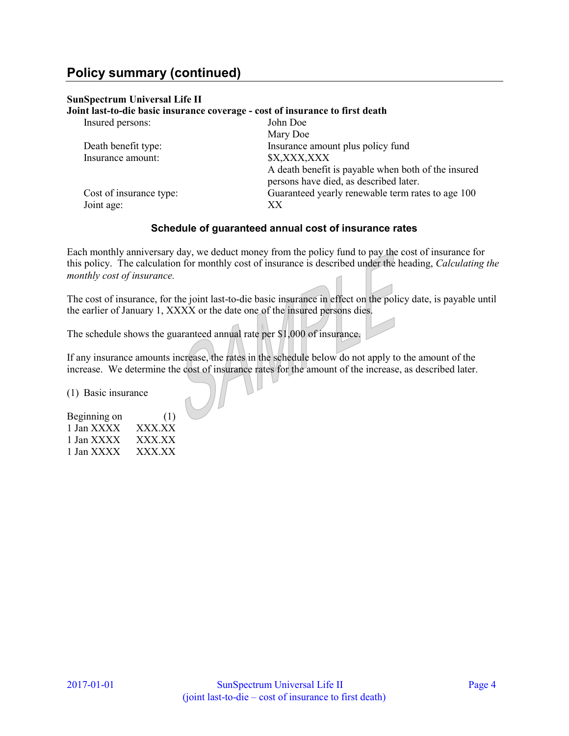## Policy summary (continued)

**SunSpectrum Universal Life II**
**Joint last-to-die basic insurance coverage - cost of insurance to first death**

| | |
|---|---|
| Insured persons: | John Doe<br>Mary Doe |
| Death benefit type: | Insurance amount plus policy fund |
| Insurance amount: | $X,XXX,XXX<br>A death benefit is payable when both of the insured persons have died, as described later. |
| Cost of insurance type: | Guaranteed yearly renewable term rates to age 100 |
| Joint age: | XX |

### Schedule of guaranteed annual cost of insurance rates

Each monthly anniversary day, we deduct money from the policy fund to pay the cost of insurance for this policy. The calculation for monthly cost of insurance is described under the heading, *Calculating the monthly cost of insurance.*

The cost of insurance, for the joint last-to-die basic insurance in effect on the policy date, is payable until the earlier of January 1, XXXX or the date one of the insured persons dies.

The schedule shows the guaranteed annual rate per $1,000 of insurance.

If any insurance amounts increase, the rates in the schedule below do not apply to the amount of the increase. We determine the cost of insurance rates for the amount of the increase, as described later.

(1) Basic insurance

| Beginning on | (1) |
|---|---|
| 1 Jan XXXX | XXX.XX |
| 1 Jan XXXX | XXX.XX |
| 1 Jan XXXX | XXX.XX |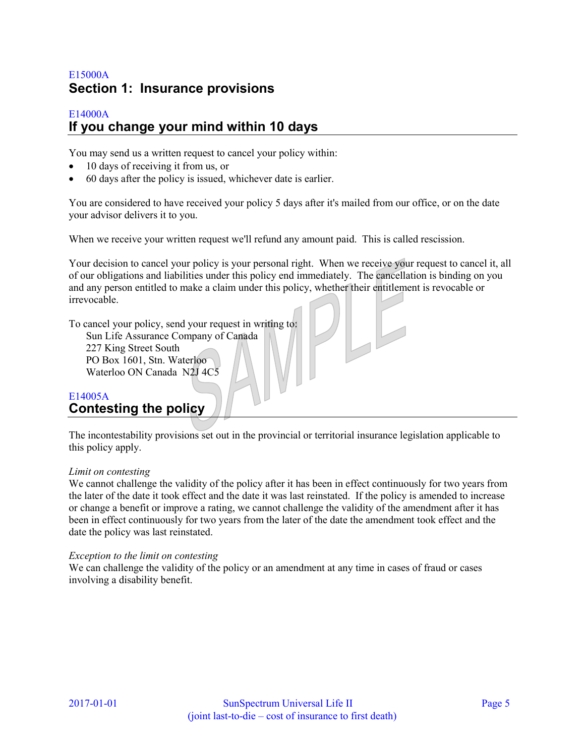E15000A

# Section 1: Insurance provisions

E14000A

## If you change your mind within 10 days

You may send us a written request to cancel your policy within:

- 10 days of receiving it from us, or
- 60 days after the policy is issued, whichever date is earlier.

You are considered to have received your policy 5 days after it's mailed from our office, or on the date your advisor delivers it to you.

When we receive your written request we'll refund any amount paid. This is called rescission.

Your decision to cancel your policy is your personal right. When we receive your request to cancel it, all of our obligations and liabilities under this policy end immediately. The cancellation is binding on you and any person entitled to make a claim under this policy, whether their entitlement is revocable or irrevocable.

To cancel your policy, send your request in writing to:

Sun Life Assurance Company of Canada
227 King Street South
PO Box 1601, Stn. Waterloo
Waterloo ON Canada N2J 4C5

E14005A

## Contesting the policy

The incontestability provisions set out in the provincial or territorial insurance legislation applicable to this policy apply.

*Limit on contesting*

We cannot challenge the validity of the policy after it has been in effect continuously for two years from the later of the date it took effect and the date it was last reinstated. If the policy is amended to increase or change a benefit or improve a rating, we cannot challenge the validity of the amendment after it has been in effect continuously for two years from the later of the date the amendment took effect and the date the policy was last reinstated.

*Exception to the limit on contesting*

We can challenge the validity of the policy or an amendment at any time in cases of fraud or cases involving a disability benefit.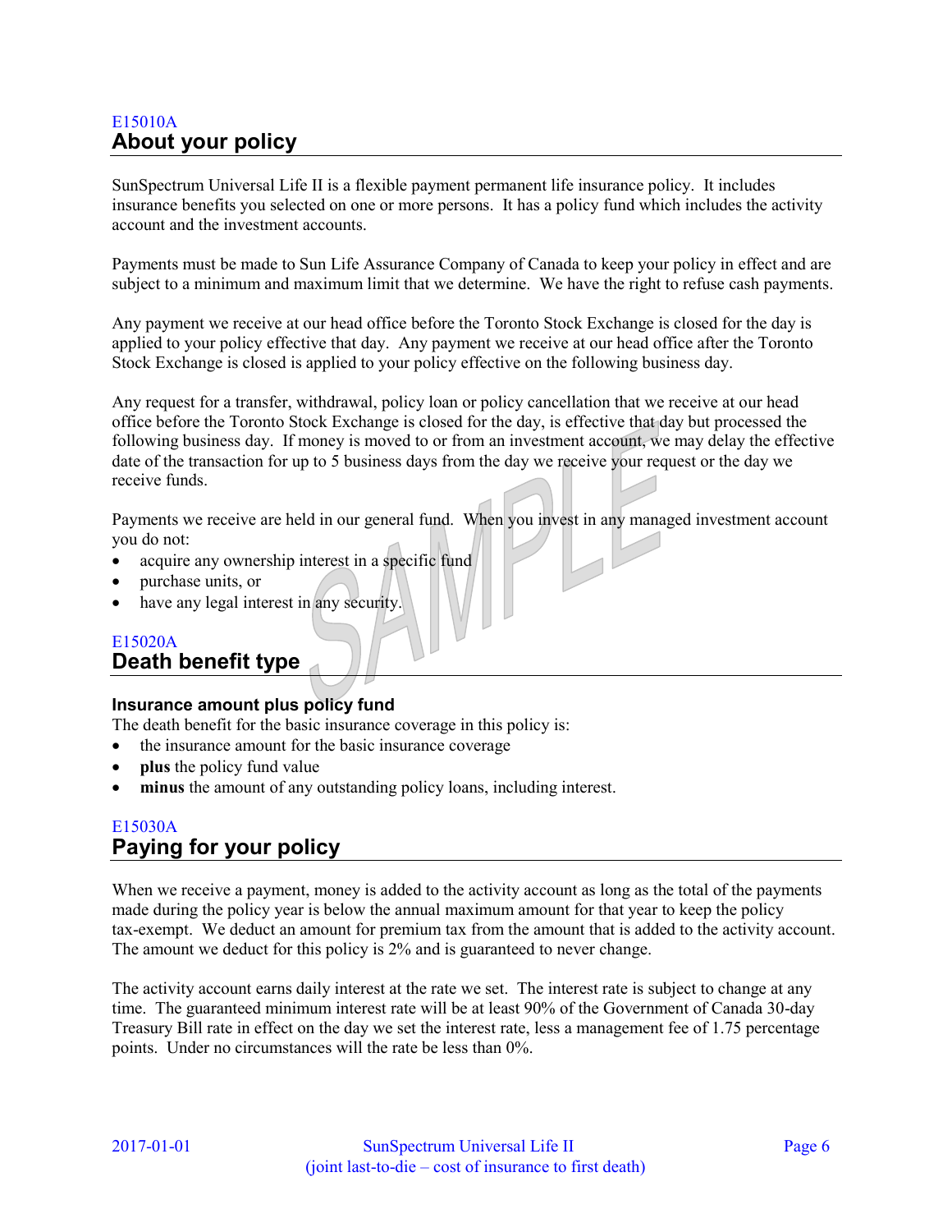E15010A

## About your policy

SunSpectrum Universal Life II is a flexible payment permanent life insurance policy. It includes insurance benefits you selected on one or more persons. It has a policy fund which includes the activity account and the investment accounts.

Payments must be made to Sun Life Assurance Company of Canada to keep your policy in effect and are subject to a minimum and maximum limit that we determine. We have the right to refuse cash payments.

Any payment we receive at our head office before the Toronto Stock Exchange is closed for the day is applied to your policy effective that day. Any payment we receive at our head office after the Toronto Stock Exchange is closed is applied to your policy effective on the following business day.

Any request for a transfer, withdrawal, policy loan or policy cancellation that we receive at our head office before the Toronto Stock Exchange is closed for the day, is effective that day but processed the following business day. If money is moved to or from an investment account, we may delay the effective date of the transaction for up to 5 business days from the day we receive your request or the day we receive funds.

Payments we receive are held in our general fund. When you invest in any managed investment account you do not:

- acquire any ownership interest in a specific fund
- purchase units, or
- have any legal interest in any security.

E15020A

## Death benefit type

### Insurance amount plus policy fund

The death benefit for the basic insurance coverage in this policy is:

- the insurance amount for the basic insurance coverage
- **plus** the policy fund value
- **minus** the amount of any outstanding policy loans, including interest.

E15030A

## Paying for your policy

When we receive a payment, money is added to the activity account as long as the total of the payments made during the policy year is below the annual maximum amount for that year to keep the policy tax-exempt. We deduct an amount for premium tax from the amount that is added to the activity account. The amount we deduct for this policy is 2% and is guaranteed to never change.

The activity account earns daily interest at the rate we set. The interest rate is subject to change at any time. The guaranteed minimum interest rate will be at least 90% of the Government of Canada 30-day Treasury Bill rate in effect on the day we set the interest rate, less a management fee of 1.75 percentage points. Under no circumstances will the rate be less than 0%.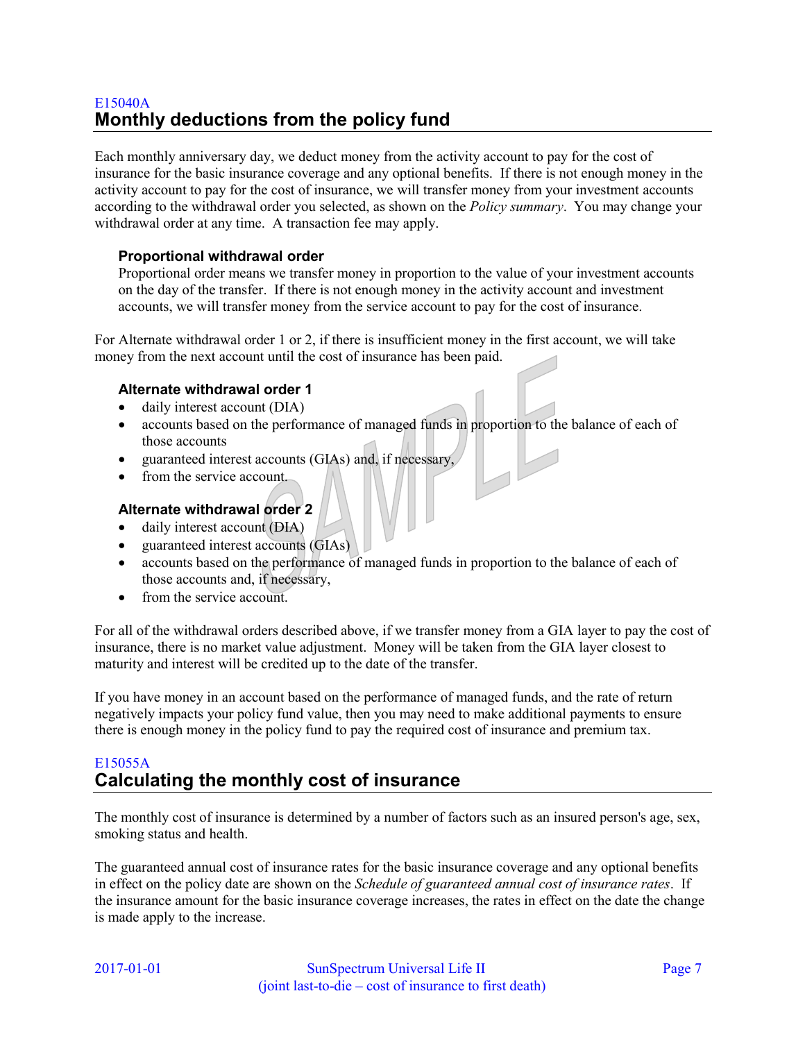E15040A

## Monthly deductions from the policy fund

Each monthly anniversary day, we deduct money from the activity account to pay for the cost of insurance for the basic insurance coverage and any optional benefits. If there is not enough money in the activity account to pay for the cost of insurance, we will transfer money from your investment accounts according to the withdrawal order you selected, as shown on the *Policy summary*. You may change your withdrawal order at any time. A transaction fee may apply.

### Proportional withdrawal order

Proportional order means we transfer money in proportion to the value of your investment accounts on the day of the transfer. If there is not enough money in the activity account and investment accounts, we will transfer money from the service account to pay for the cost of insurance.

For Alternate withdrawal order 1 or 2, if there is insufficient money in the first account, we will take money from the next account until the cost of insurance has been paid.

### Alternate withdrawal order 1

- daily interest account (DIA)
- accounts based on the performance of managed funds in proportion to the balance of each of those accounts
- guaranteed interest accounts (GIAs) and, if necessary,
- from the service account.

### Alternate withdrawal order 2

- daily interest account (DIA)
- guaranteed interest accounts (GIAs)
- accounts based on the performance of managed funds in proportion to the balance of each of those accounts and, if necessary,
- from the service account.

For all of the withdrawal orders described above, if we transfer money from a GIA layer to pay the cost of insurance, there is no market value adjustment. Money will be taken from the GIA layer closest to maturity and interest will be credited up to the date of the transfer.

If you have money in an account based on the performance of managed funds, and the rate of return negatively impacts your policy fund value, then you may need to make additional payments to ensure there is enough money in the policy fund to pay the required cost of insurance and premium tax.

E15055A

## Calculating the monthly cost of insurance

The monthly cost of insurance is determined by a number of factors such as an insured person's age, sex, smoking status and health.

The guaranteed annual cost of insurance rates for the basic insurance coverage and any optional benefits in effect on the policy date are shown on the *Schedule of guaranteed annual cost of insurance rates*. If the insurance amount for the basic insurance coverage increases, the rates in effect on the date the change is made apply to the increase.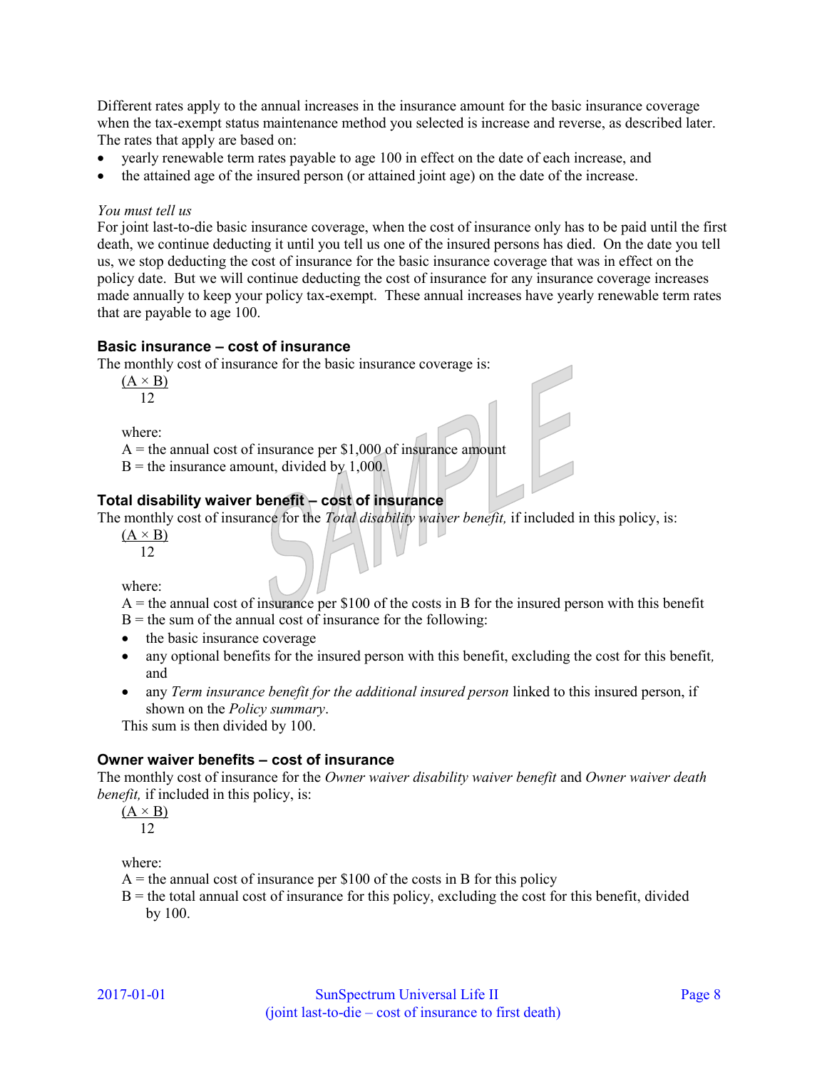Different rates apply to the annual increases in the insurance amount for the basic insurance coverage when the tax-exempt status maintenance method you selected is increase and reverse, as described later. The rates that apply are based on:

- yearly renewable term rates payable to age 100 in effect on the date of each increase, and
- the attained age of the insured person (or attained joint age) on the date of the increase.

*You must tell us*

For joint last-to-die basic insurance coverage, when the cost of insurance only has to be paid until the first death, we continue deducting it until you tell us one of the insured persons has died. On the date you tell us, we stop deducting the cost of insurance for the basic insurance coverage that was in effect on the policy date. But we will continue deducting the cost of insurance for any insurance coverage increases made annually to keep your policy tax-exempt. These annual increases have yearly renewable term rates that are payable to age 100.

### Basic insurance – cost of insurance

The monthly cost of insurance for the basic insurance coverage is:

$$\frac{(A \times B)}{12}$$

where:

A = the annual cost of insurance per $1,000 of insurance amount

B = the insurance amount, divided by 1,000.

### Total disability waiver benefit – cost of insurance

The monthly cost of insurance for the *Total disability waiver benefit,* if included in this policy, is:

$$\frac{(A \times B)}{12}$$

where:

A = the annual cost of insurance per $100 of the costs in B for the insured person with this benefit

B = the sum of the annual cost of insurance for the following:

- the basic insurance coverage
- any optional benefits for the insured person with this benefit, excluding the cost for this benefit, and
- any *Term insurance benefit for the additional insured person* linked to this insured person, if shown on the *Policy summary*.

This sum is then divided by 100.

### Owner waiver benefits – cost of insurance

The monthly cost of insurance for the *Owner waiver disability waiver benefit* and *Owner waiver death benefit,* if included in this policy, is:

$$\frac{(A \times B)}{12}$$

where:

A = the annual cost of insurance per $100 of the costs in B for this policy

B = the total annual cost of insurance for this policy, excluding the cost for this benefit, divided by 100.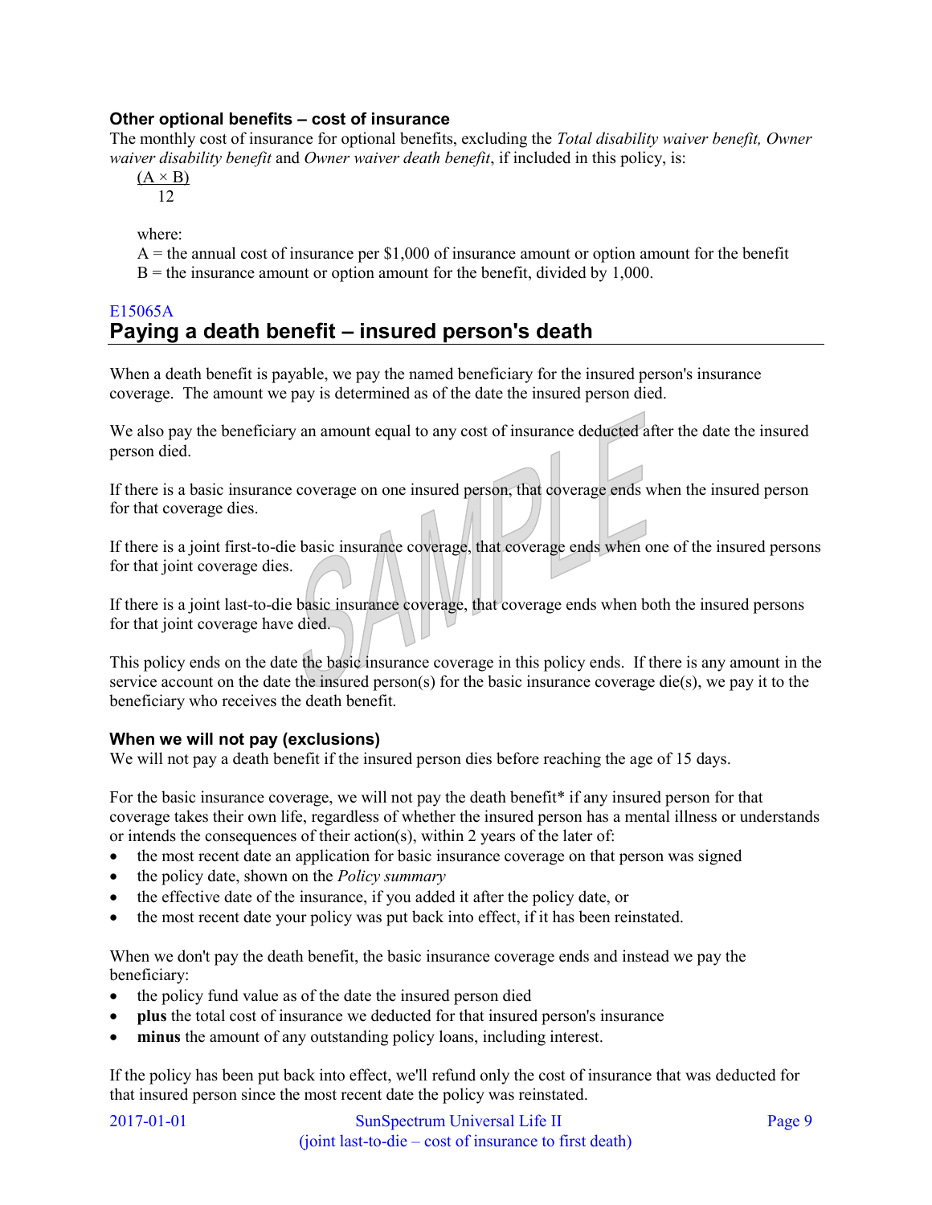### Other optional benefits – cost of insurance

The monthly cost of insurance for optional benefits, excluding the *Total disability waiver benefit, Owner waiver disability benefit* and *Owner waiver death benefit*, if included in this policy, is:

$$\frac{(A \times B)}{12}$$

where:

A = the annual cost of insurance per $1,000 of insurance amount or option amount for the benefit

B = the insurance amount or option amount for the benefit, divided by 1,000.

E15065A

## Paying a death benefit – insured person's death

When a death benefit is payable, we pay the named beneficiary for the insured person's insurance coverage. The amount we pay is determined as of the date the insured person died.

We also pay the beneficiary an amount equal to any cost of insurance deducted after the date the insured person died.

If there is a basic insurance coverage on one insured person, that coverage ends when the insured person for that coverage dies.

If there is a joint first-to-die basic insurance coverage, that coverage ends when one of the insured persons for that joint coverage dies.

If there is a joint last-to-die basic insurance coverage, that coverage ends when both the insured persons for that joint coverage have died.

This policy ends on the date the basic insurance coverage in this policy ends. If there is any amount in the service account on the date the insured person(s) for the basic insurance coverage die(s), we pay it to the beneficiary who receives the death benefit.

### When we will not pay (exclusions)

We will not pay a death benefit if the insured person dies before reaching the age of 15 days.

For the basic insurance coverage, we will not pay the death benefit* if any insured person for that coverage takes their own life, regardless of whether the insured person has a mental illness or understands or intends the consequences of their action(s), within 2 years of the later of:

- the most recent date an application for basic insurance coverage on that person was signed
- the policy date, shown on the *Policy summary*
- the effective date of the insurance, if you added it after the policy date, or
- the most recent date your policy was put back into effect, if it has been reinstated.

When we don't pay the death benefit, the basic insurance coverage ends and instead we pay the beneficiary:

- the policy fund value as of the date the insured person died
- **plus** the total cost of insurance we deducted for that insured person's insurance
- **minus** the amount of any outstanding policy loans, including interest.

If the policy has been put back into effect, we'll refund only the cost of insurance that was deducted for that insured person since the most recent date the policy was reinstated.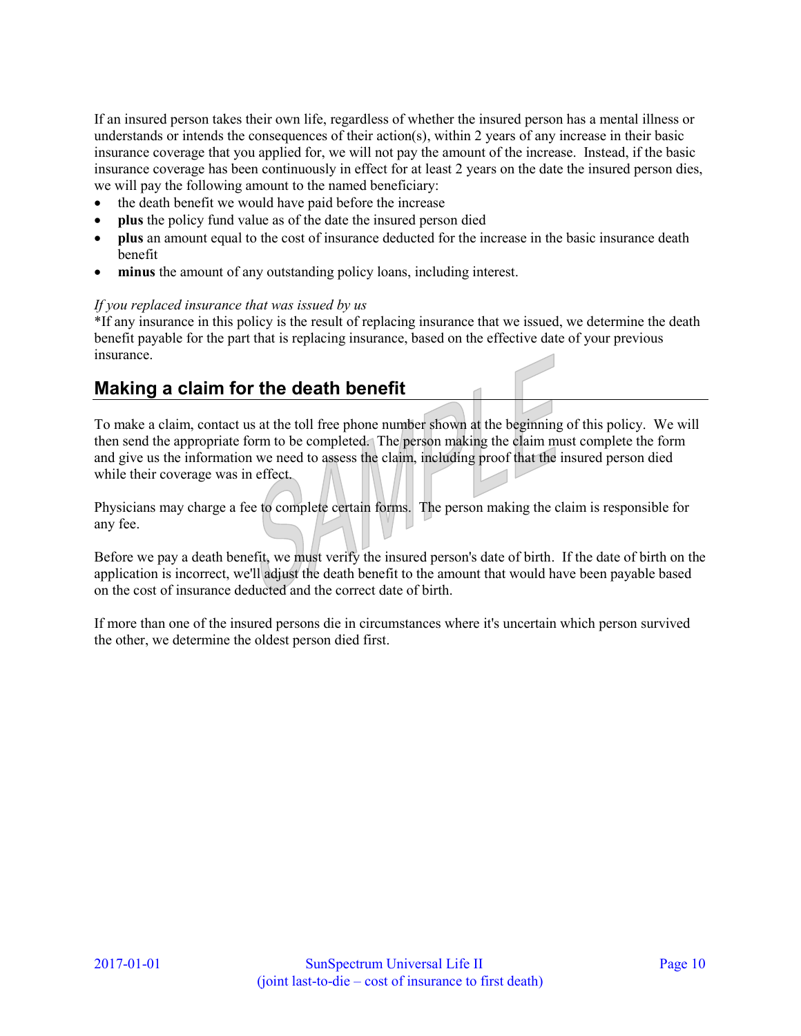If an insured person takes their own life, regardless of whether the insured person has a mental illness or understands or intends the consequences of their action(s), within 2 years of any increase in their basic insurance coverage that you applied for, we will not pay the amount of the increase. Instead, if the basic insurance coverage has been continuously in effect for at least 2 years on the date the insured person dies, we will pay the following amount to the named beneficiary:

- the death benefit we would have paid before the increase
- **plus** the policy fund value as of the date the insured person died
- **plus** an amount equal to the cost of insurance deducted for the increase in the basic insurance death benefit
- **minus** the amount of any outstanding policy loans, including interest.

*If you replaced insurance that was issued by us*

*If any insurance in this policy is the result of replacing insurance that we issued, we determine the death benefit payable for the part that is replacing insurance, based on the effective date of your previous insurance.

## Making a claim for the death benefit

To make a claim, contact us at the toll free phone number shown at the beginning of this policy. We will then send the appropriate form to be completed. The person making the claim must complete the form and give us the information we need to assess the claim, including proof that the insured person died while their coverage was in effect.

Physicians may charge a fee to complete certain forms. The person making the claim is responsible for any fee.

Before we pay a death benefit, we must verify the insured person's date of birth. If the date of birth on the application is incorrect, we'll adjust the death benefit to the amount that would have been payable based on the cost of insurance deducted and the correct date of birth.

If more than one of the insured persons die in circumstances where it's uncertain which person survived the other, we determine the oldest person died first.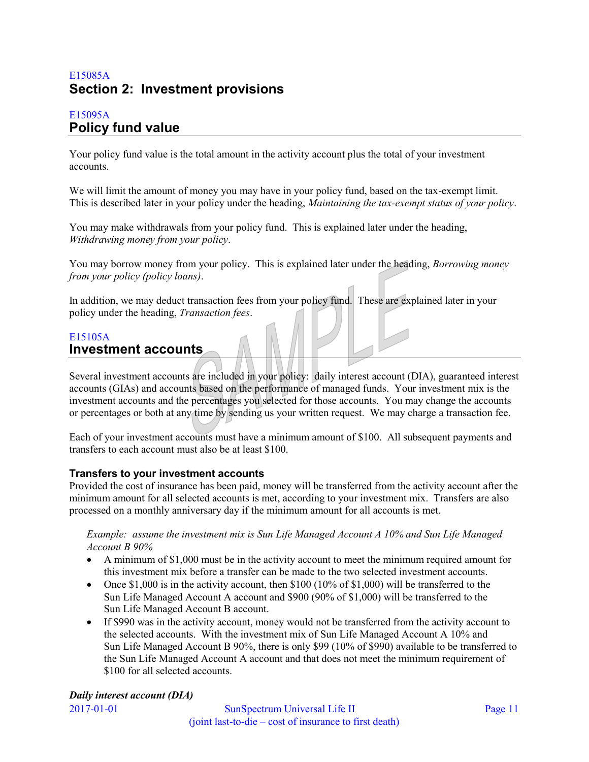E15085A

# Section 2: Investment provisions

E15095A

## Policy fund value

Your policy fund value is the total amount in the activity account plus the total of your investment accounts.

We will limit the amount of money you may have in your policy fund, based on the tax-exempt limit. This is described later in your policy under the heading, *Maintaining the tax-exempt status of your policy*.

You may make withdrawals from your policy fund. This is explained later under the heading, *Withdrawing money from your policy*.

You may borrow money from your policy. This is explained later under the heading, *Borrowing money from your policy (policy loans)*.

In addition, we may deduct transaction fees from your policy fund. These are explained later in your policy under the heading, *Transaction fees*.

E15105A

## Investment accounts

Several investment accounts are included in your policy: daily interest account (DIA), guaranteed interest accounts (GIAs) and accounts based on the performance of managed funds. Your investment mix is the investment accounts and the percentages you selected for those accounts. You may change the accounts or percentages or both at any time by sending us your written request. We may charge a transaction fee.

Each of your investment accounts must have a minimum amount of $100. All subsequent payments and transfers to each account must also be at least $100.

### Transfers to your investment accounts

Provided the cost of insurance has been paid, money will be transferred from the activity account after the minimum amount for all selected accounts is met, according to your investment mix. Transfers are also processed on a monthly anniversary day if the minimum amount for all accounts is met.

*Example: assume the investment mix is Sun Life Managed Account A 10% and Sun Life Managed Account B 90%*

- A minimum of $1,000 must be in the activity account to meet the minimum required amount for this investment mix before a transfer can be made to the two selected investment accounts.
- Once $1,000 is in the activity account, then $100 (10% of $1,000) will be transferred to the Sun Life Managed Account A account and $900 (90% of $1,000) will be transferred to the Sun Life Managed Account B account.
- If $990 was in the activity account, money would not be transferred from the activity account to the selected accounts. With the investment mix of Sun Life Managed Account A 10% and Sun Life Managed Account B 90%, there is only $99 (10% of $990) available to be transferred to the Sun Life Managed Account A account and that does not meet the minimum requirement of $100 for all selected accounts.

***Daily interest account (DIA)***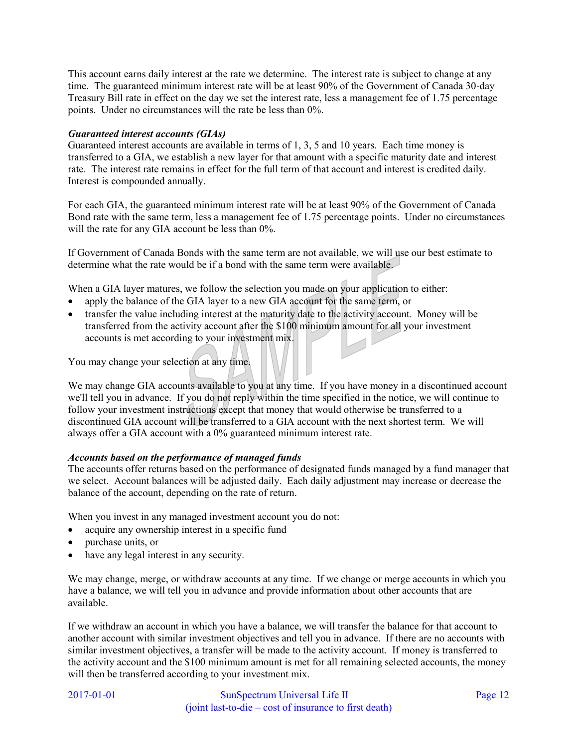This account earns daily interest at the rate we determine. The interest rate is subject to change at any time. The guaranteed minimum interest rate will be at least 90% of the Government of Canada 30-day Treasury Bill rate in effect on the day we set the interest rate, less a management fee of 1.75 percentage points. Under no circumstances will the rate be less than 0%.

***Guaranteed interest accounts (GIAs)***

Guaranteed interest accounts are available in terms of 1, 3, 5 and 10 years. Each time money is transferred to a GIA, we establish a new layer for that amount with a specific maturity date and interest rate. The interest rate remains in effect for the full term of that account and interest is credited daily. Interest is compounded annually.

For each GIA, the guaranteed minimum interest rate will be at least 90% of the Government of Canada Bond rate with the same term, less a management fee of 1.75 percentage points. Under no circumstances will the rate for any GIA account be less than 0%.

If Government of Canada Bonds with the same term are not available, we will use our best estimate to determine what the rate would be if a bond with the same term were available.

When a GIA layer matures, we follow the selection you made on your application to either:

- apply the balance of the GIA layer to a new GIA account for the same term, or
- transfer the value including interest at the maturity date to the activity account. Money will be transferred from the activity account after the $100 minimum amount for all your investment accounts is met according to your investment mix.

You may change your selection at any time.

We may change GIA accounts available to you at any time. If you have money in a discontinued account we'll tell you in advance. If you do not reply within the time specified in the notice, we will continue to follow your investment instructions except that money that would otherwise be transferred to a discontinued GIA account will be transferred to a GIA account with the next shortest term. We will always offer a GIA account with a 0% guaranteed minimum interest rate.

***Accounts based on the performance of managed funds***

The accounts offer returns based on the performance of designated funds managed by a fund manager that we select. Account balances will be adjusted daily. Each daily adjustment may increase or decrease the balance of the account, depending on the rate of return.

When you invest in any managed investment account you do not:

- acquire any ownership interest in a specific fund
- purchase units, or
- have any legal interest in any security.

We may change, merge, or withdraw accounts at any time. If we change or merge accounts in which you have a balance, we will tell you in advance and provide information about other accounts that are available.

If we withdraw an account in which you have a balance, we will transfer the balance for that account to another account with similar investment objectives and tell you in advance. If there are no accounts with similar investment objectives, a transfer will be made to the activity account. If money is transferred to the activity account and the $100 minimum amount is met for all remaining selected accounts, the money will then be transferred according to your investment mix.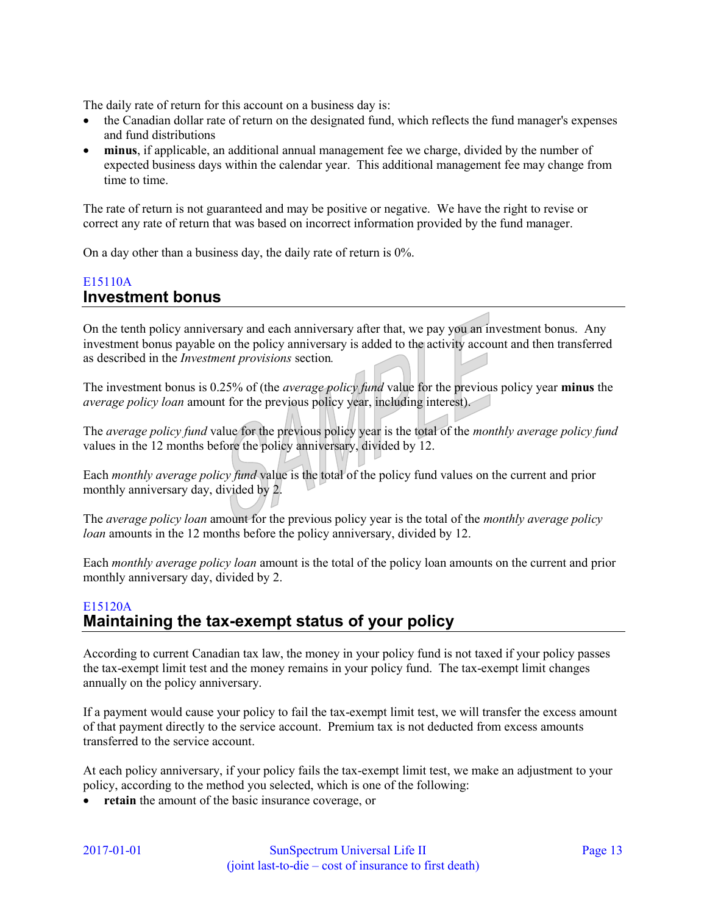The daily rate of return for this account on a business day is:

- the Canadian dollar rate of return on the designated fund, which reflects the fund manager's expenses and fund distributions
- **minus**, if applicable, an additional annual management fee we charge, divided by the number of expected business days within the calendar year. This additional management fee may change from time to time.

The rate of return is not guaranteed and may be positive or negative. We have the right to revise or correct any rate of return that was based on incorrect information provided by the fund manager.

On a day other than a business day, the daily rate of return is 0%.

E15110A

## Investment bonus

On the tenth policy anniversary and each anniversary after that, we pay you an investment bonus. Any investment bonus payable on the policy anniversary is added to the activity account and then transferred as described in the *Investment provisions* section.

The investment bonus is 0.25% of (the *average policy fund* value for the previous policy year **minus** the *average policy loan* amount for the previous policy year, including interest).

The *average policy fund* value for the previous policy year is the total of the *monthly average policy fund* values in the 12 months before the policy anniversary, divided by 12.

Each *monthly average policy fund* value is the total of the policy fund values on the current and prior monthly anniversary day, divided by 2.

The *average policy loan* amount for the previous policy year is the total of the *monthly average policy loan* amounts in the 12 months before the policy anniversary, divided by 12.

Each *monthly average policy loan* amount is the total of the policy loan amounts on the current and prior monthly anniversary day, divided by 2.

E15120A

## Maintaining the tax-exempt status of your policy

According to current Canadian tax law, the money in your policy fund is not taxed if your policy passes the tax-exempt limit test and the money remains in your policy fund. The tax-exempt limit changes annually on the policy anniversary.

If a payment would cause your policy to fail the tax-exempt limit test, we will transfer the excess amount of that payment directly to the service account. Premium tax is not deducted from excess amounts transferred to the service account.

At each policy anniversary, if your policy fails the tax-exempt limit test, we make an adjustment to your policy, according to the method you selected, which is one of the following:

- **retain** the amount of the basic insurance coverage, or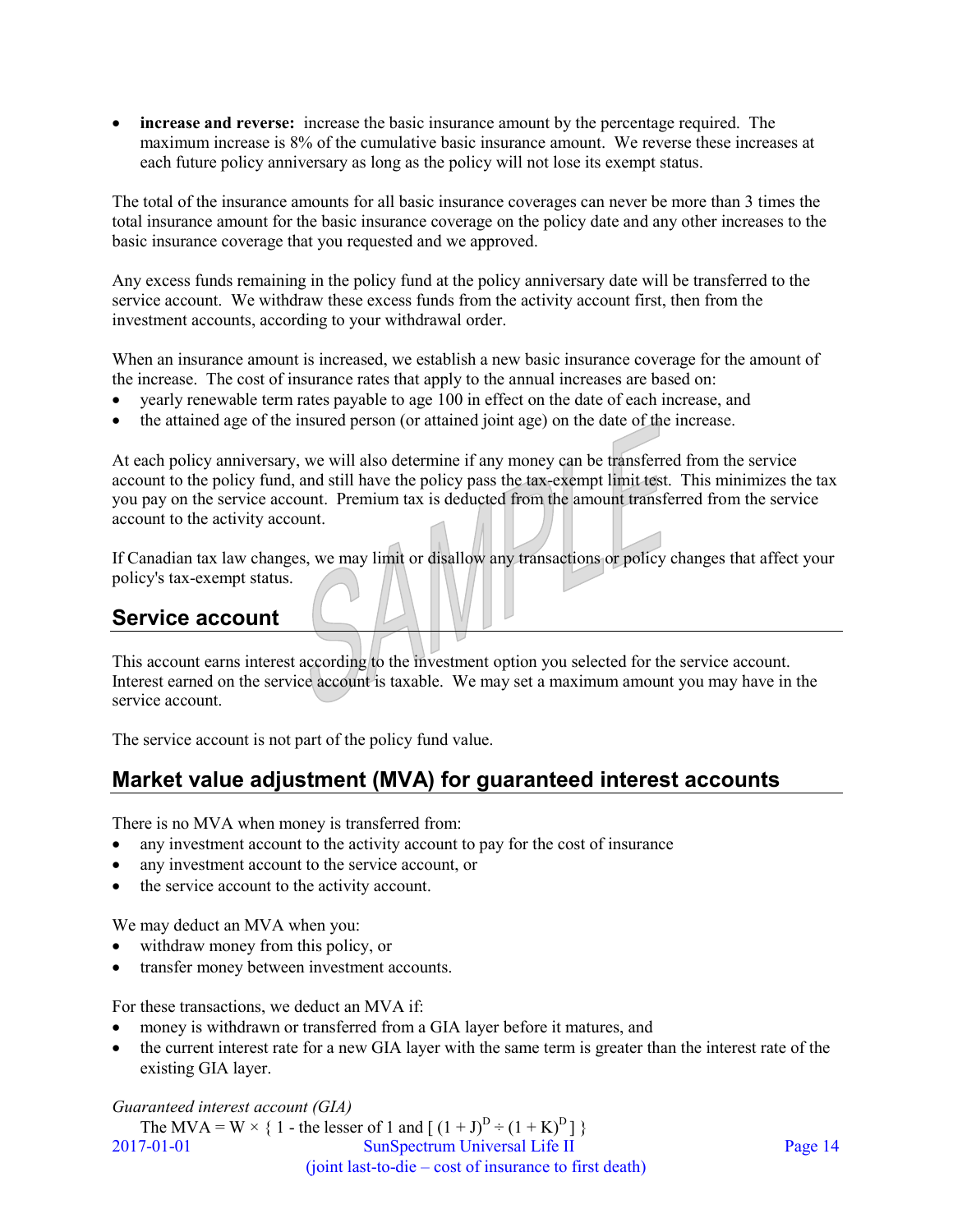- **increase and reverse:** increase the basic insurance amount by the percentage required. The maximum increase is 8% of the cumulative basic insurance amount. We reverse these increases at each future policy anniversary as long as the policy will not lose its exempt status.

The total of the insurance amounts for all basic insurance coverages can never be more than 3 times the total insurance amount for the basic insurance coverage on the policy date and any other increases to the basic insurance coverage that you requested and we approved.

Any excess funds remaining in the policy fund at the policy anniversary date will be transferred to the service account. We withdraw these excess funds from the activity account first, then from the investment accounts, according to your withdrawal order.

When an insurance amount is increased, we establish a new basic insurance coverage for the amount of the increase. The cost of insurance rates that apply to the annual increases are based on:

- yearly renewable term rates payable to age 100 in effect on the date of each increase, and
- the attained age of the insured person (or attained joint age) on the date of the increase.

At each policy anniversary, we will also determine if any money can be transferred from the service account to the policy fund, and still have the policy pass the tax-exempt limit test. This minimizes the tax you pay on the service account. Premium tax is deducted from the amount transferred from the service account to the activity account.

If Canadian tax law changes, we may limit or disallow any transactions or policy changes that affect your policy's tax-exempt status.

## Service account

This account earns interest according to the investment option you selected for the service account. Interest earned on the service account is taxable. We may set a maximum amount you may have in the service account.

The service account is not part of the policy fund value.

## Market value adjustment (MVA) for guaranteed interest accounts

There is no MVA when money is transferred from:

- any investment account to the activity account to pay for the cost of insurance
- any investment account to the service account, or
- the service account to the activity account.

We may deduct an MVA when you:

- withdraw money from this policy, or
- transfer money between investment accounts.

For these transactions, we deduct an MVA if:

- money is withdrawn or transferred from a GIA layer before it matures, and
- the current interest rate for a new GIA layer with the same term is greater than the interest rate of the existing GIA layer.

*Guaranteed interest account (GIA)*

The MVA = $W \times \{ 1 - \text{the lesser of } 1 \text{ and } [ (1 + J)^D \div (1 + K)^D ] \}$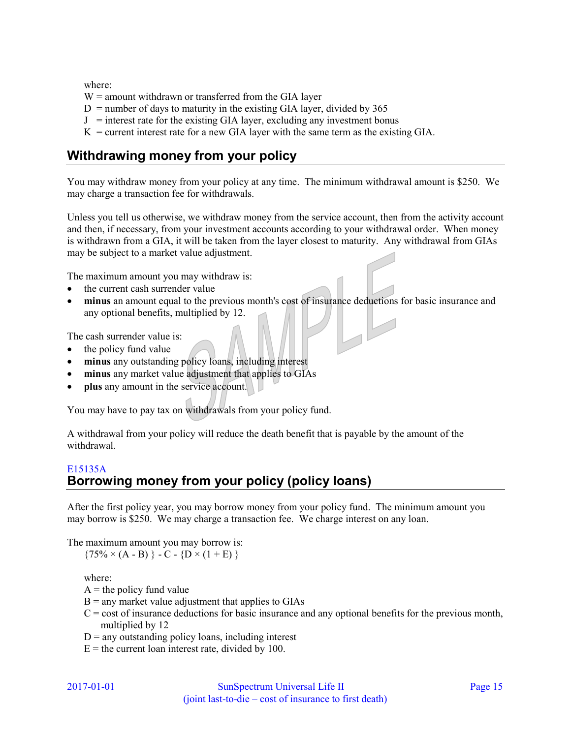where:

W = amount withdrawn or transferred from the GIA layer
D = number of days to maturity in the existing GIA layer, divided by 365
J = interest rate for the existing GIA layer, excluding any investment bonus
K = current interest rate for a new GIA layer with the same term as the existing GIA.

## Withdrawing money from your policy

You may withdraw money from your policy at any time. The minimum withdrawal amount is $250. We may charge a transaction fee for withdrawals.

Unless you tell us otherwise, we withdraw money from the service account, then from the activity account and then, if necessary, from your investment accounts according to your withdrawal order. When money is withdrawn from a GIA, it will be taken from the layer closest to maturity. Any withdrawal from GIAs may be subject to a market value adjustment.

The maximum amount you may withdraw is:

- the current cash surrender value
- **minus** an amount equal to the previous month's cost of insurance deductions for basic insurance and any optional benefits, multiplied by 12.

The cash surrender value is:

- the policy fund value
- **minus** any outstanding policy loans, including interest
- **minus** any market value adjustment that applies to GIAs
- **plus** any amount in the service account.

You may have to pay tax on withdrawals from your policy fund.

A withdrawal from your policy will reduce the death benefit that is payable by the amount of the withdrawal.

E15135A

## Borrowing money from your policy (policy loans)

After the first policy year, you may borrow money from your policy fund. The minimum amount you may borrow is $250. We may charge a transaction fee. We charge interest on any loan.

The maximum amount you may borrow is:

$$\{75\% \times (A - B)\} - C - \{D \times (1 + E)\}$$

where:

A = the policy fund value
B = any market value adjustment that applies to GIAs
C = cost of insurance deductions for basic insurance and any optional benefits for the previous month, multiplied by 12
D = any outstanding policy loans, including interest
E = the current loan interest rate, divided by 100.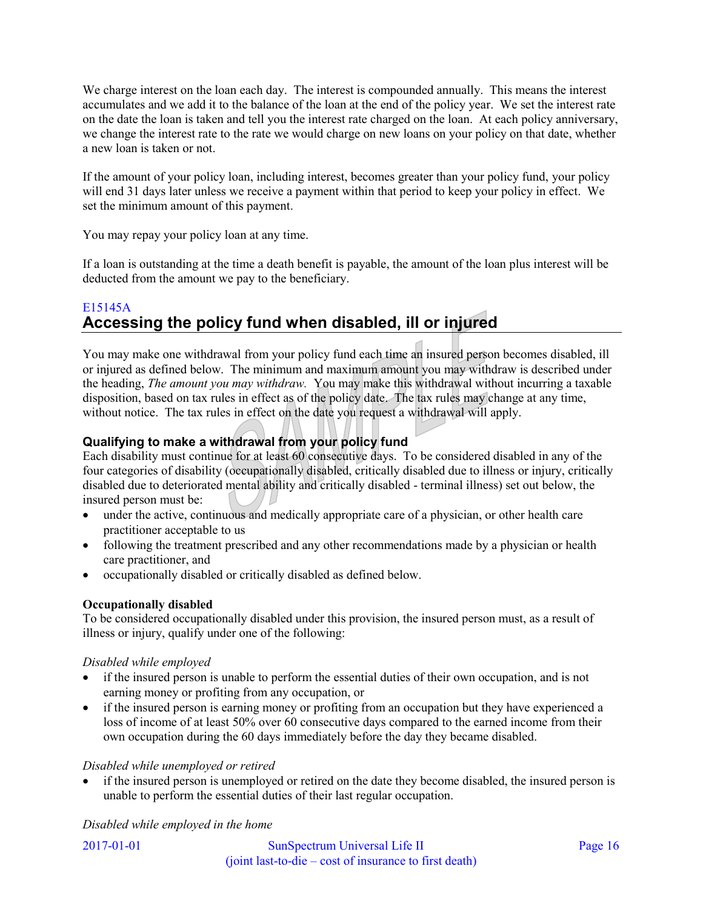We charge interest on the loan each day. The interest is compounded annually. This means the interest accumulates and we add it to the balance of the loan at the end of the policy year. We set the interest rate on the date the loan is taken and tell you the interest rate charged on the loan. At each policy anniversary, we change the interest rate to the rate we would charge on new loans on your policy on that date, whether a new loan is taken or not.

If the amount of your policy loan, including interest, becomes greater than your policy fund, your policy will end 31 days later unless we receive a payment within that period to keep your policy in effect. We set the minimum amount of this payment.

You may repay your policy loan at any time.

If a loan is outstanding at the time a death benefit is payable, the amount of the loan plus interest will be deducted from the amount we pay to the beneficiary.

E15145A

## Accessing the policy fund when disabled, ill or injured

You may make one withdrawal from your policy fund each time an insured person becomes disabled, ill or injured as defined below. The minimum and maximum amount you may withdraw is described under the heading, *The amount you may withdraw.* You may make this withdrawal without incurring a taxable disposition, based on tax rules in effect as of the policy date. The tax rules may change at any time, without notice. The tax rules in effect on the date you request a withdrawal will apply.

### Qualifying to make a withdrawal from your policy fund

Each disability must continue for at least 60 consecutive days. To be considered disabled in any of the four categories of disability (occupationally disabled, critically disabled due to illness or injury, critically disabled due to deteriorated mental ability and critically disabled - terminal illness) set out below, the insured person must be:

- under the active, continuous and medically appropriate care of a physician, or other health care practitioner acceptable to us
- following the treatment prescribed and any other recommendations made by a physician or health care practitioner, and
- occupationally disabled or critically disabled as defined below.

**Occupationally disabled**

To be considered occupationally disabled under this provision, the insured person must, as a result of illness or injury, qualify under one of the following:

*Disabled while employed*

- if the insured person is unable to perform the essential duties of their own occupation, and is not earning money or profiting from any occupation, or
- if the insured person is earning money or profiting from an occupation but they have experienced a loss of income of at least 50% over 60 consecutive days compared to the earned income from their own occupation during the 60 days immediately before the day they became disabled.

*Disabled while unemployed or retired*

- if the insured person is unemployed or retired on the date they become disabled, the insured person is unable to perform the essential duties of their last regular occupation.

*Disabled while employed in the home*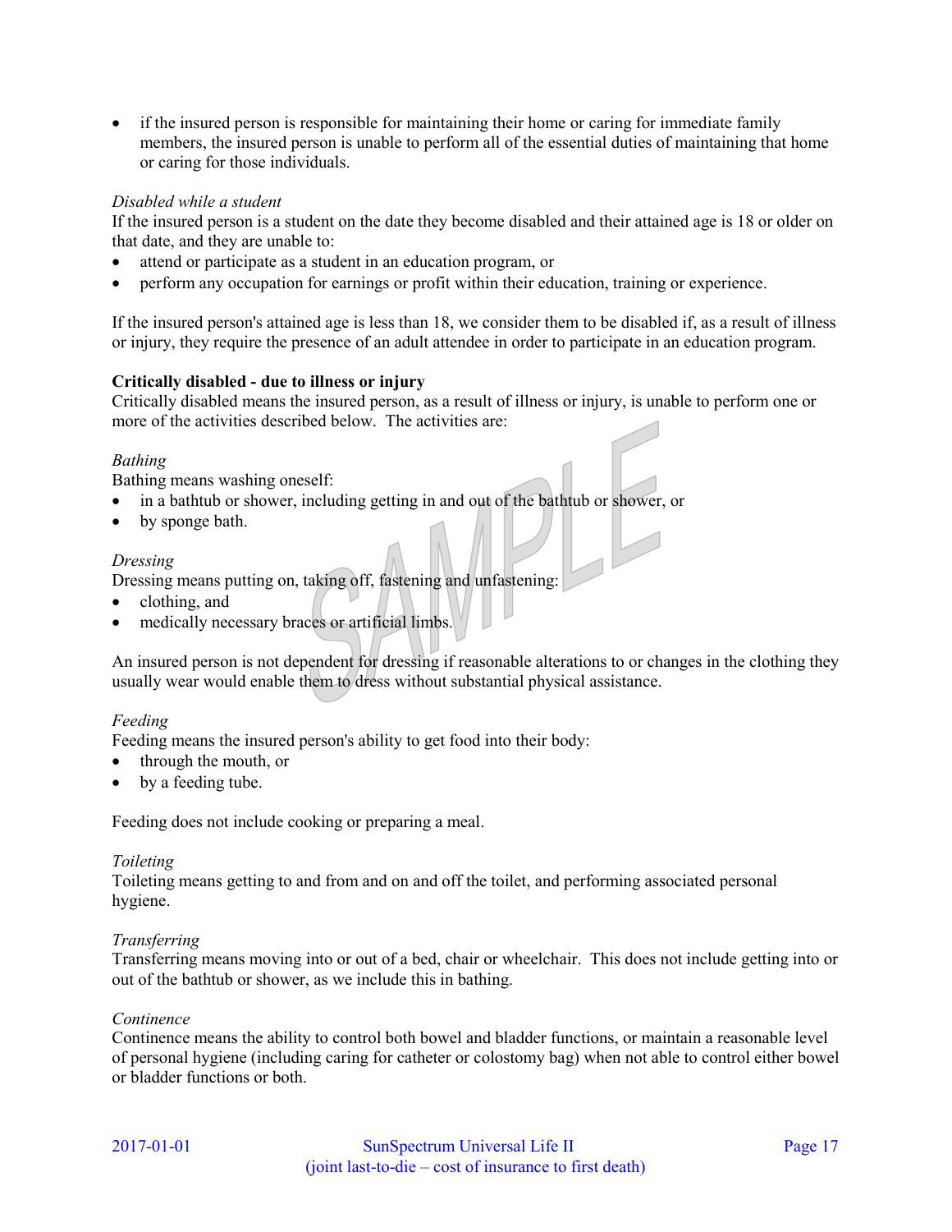- if the insured person is responsible for maintaining their home or caring for immediate family members, the insured person is unable to perform all of the essential duties of maintaining that home or caring for those individuals.

*Disabled while a student*

If the insured person is a student on the date they become disabled and their attained age is 18 or older on that date, and they are unable to:

- attend or participate as a student in an education program, or
- perform any occupation for earnings or profit within their education, training or experience.

If the insured person's attained age is less than 18, we consider them to be disabled if, as a result of illness or injury, they require the presence of an adult attendee in order to participate in an education program.

**Critically disabled - due to illness or injury**

Critically disabled means the insured person, as a result of illness or injury, is unable to perform one or more of the activities described below. The activities are:

*Bathing*

Bathing means washing oneself:

- in a bathtub or shower, including getting in and out of the bathtub or shower, or
- by sponge bath.

*Dressing*

Dressing means putting on, taking off, fastening and unfastening:

- clothing, and
- medically necessary braces or artificial limbs.

An insured person is not dependent for dressing if reasonable alterations to or changes in the clothing they usually wear would enable them to dress without substantial physical assistance.

*Feeding*

Feeding means the insured person's ability to get food into their body:

- through the mouth, or
- by a feeding tube.

Feeding does not include cooking or preparing a meal.

*Toileting*

Toileting means getting to and from and on and off the toilet, and performing associated personal hygiene.

*Transferring*

Transferring means moving into or out of a bed, chair or wheelchair. This does not include getting into or out of the bathtub or shower, as we include this in bathing.

*Continence*

Continence means the ability to control both bowel and bladder functions, or maintain a reasonable level of personal hygiene (including caring for catheter or colostomy bag) when not able to control either bowel or bladder functions or both.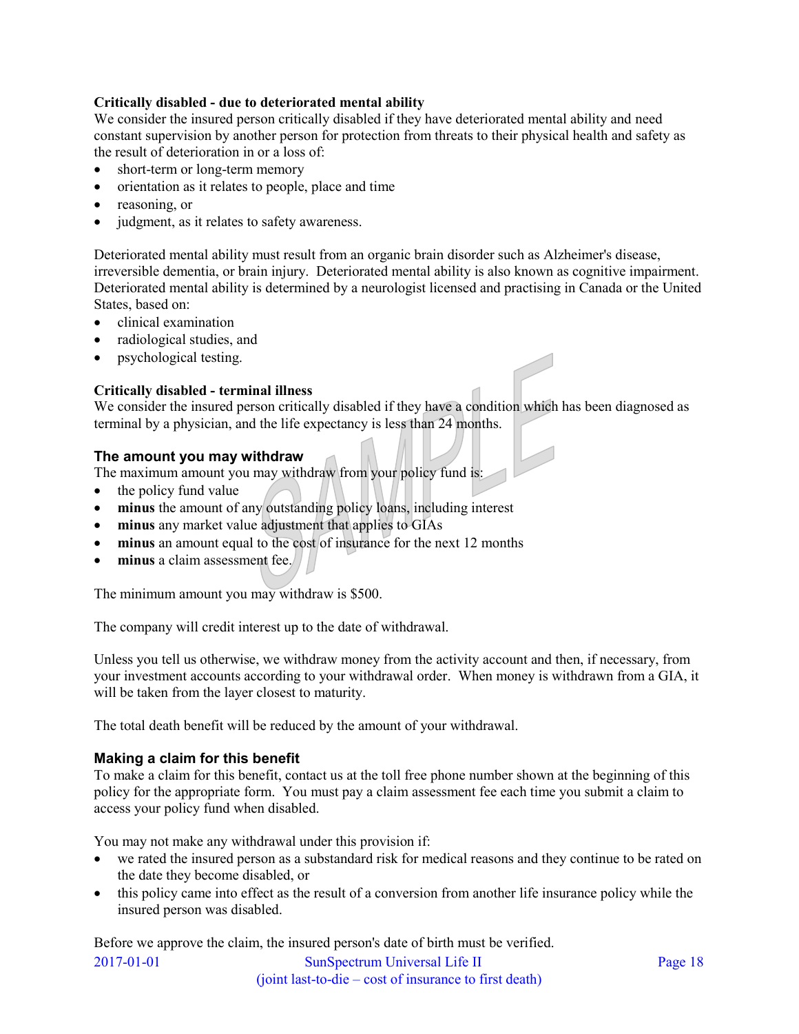**Critically disabled - due to deteriorated mental ability**

We consider the insured person critically disabled if they have deteriorated mental ability and need constant supervision by another person for protection from threats to their physical health and safety as the result of deterioration in or a loss of:

- short-term or long-term memory
- orientation as it relates to people, place and time
- reasoning, or
- judgment, as it relates to safety awareness.

Deteriorated mental ability must result from an organic brain disorder such as Alzheimer's disease, irreversible dementia, or brain injury. Deteriorated mental ability is also known as cognitive impairment. Deteriorated mental ability is determined by a neurologist licensed and practising in Canada or the United States, based on:

- clinical examination
- radiological studies, and
- psychological testing.

**Critically disabled - terminal illness**

We consider the insured person critically disabled if they have a condition which has been diagnosed as terminal by a physician, and the life expectancy is less than 24 months.

### The amount you may withdraw

The maximum amount you may withdraw from your policy fund is:

- the policy fund value
- **minus** the amount of any outstanding policy loans, including interest
- **minus** any market value adjustment that applies to GIAs
- **minus** an amount equal to the cost of insurance for the next 12 months
- **minus** a claim assessment fee.

The minimum amount you may withdraw is $500.

The company will credit interest up to the date of withdrawal.

Unless you tell us otherwise, we withdraw money from the activity account and then, if necessary, from your investment accounts according to your withdrawal order. When money is withdrawn from a GIA, it will be taken from the layer closest to maturity.

The total death benefit will be reduced by the amount of your withdrawal.

### Making a claim for this benefit

To make a claim for this benefit, contact us at the toll free phone number shown at the beginning of this policy for the appropriate form. You must pay a claim assessment fee each time you submit a claim to access your policy fund when disabled.

You may not make any withdrawal under this provision if:

- we rated the insured person as a substandard risk for medical reasons and they continue to be rated on the date they become disabled, or
- this policy came into effect as the result of a conversion from another life insurance policy while the insured person was disabled.

Before we approve the claim, the insured person's date of birth must be verified.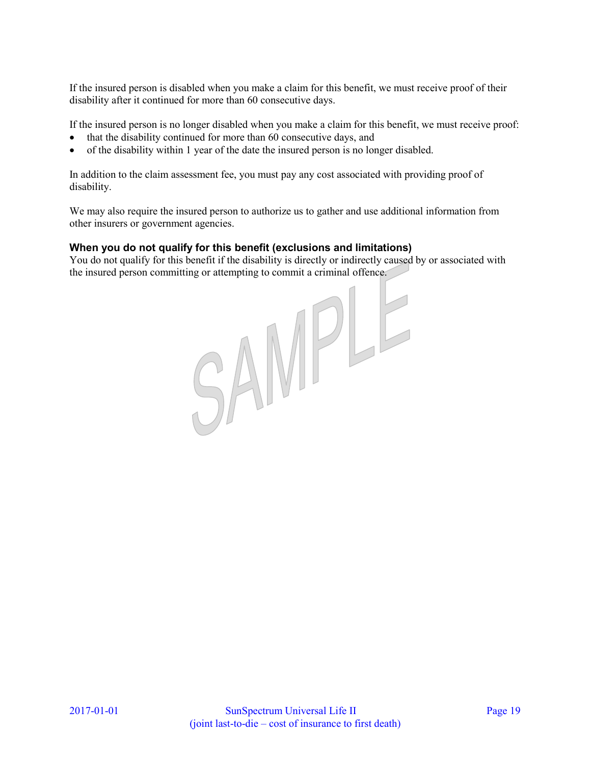If the insured person is disabled when you make a claim for this benefit, we must receive proof of their disability after it continued for more than 60 consecutive days.

If the insured person is no longer disabled when you make a claim for this benefit, we must receive proof:

- that the disability continued for more than 60 consecutive days, and
- of the disability within 1 year of the date the insured person is no longer disabled.

In addition to the claim assessment fee, you must pay any cost associated with providing proof of disability.

We may also require the insured person to authorize us to gather and use additional information from other insurers or government agencies.

### When you do not qualify for this benefit (exclusions and limitations)

You do not qualify for this benefit if the disability is directly or indirectly caused by or associated with the insured person committing or attempting to commit a criminal offence.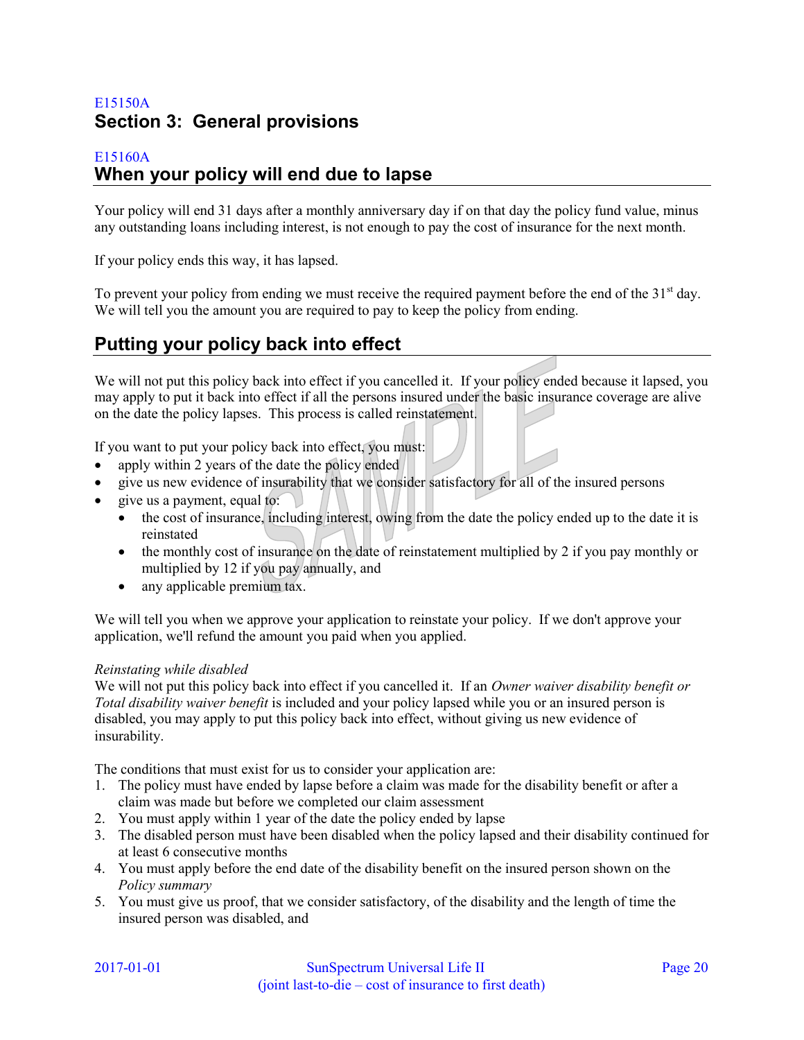E15150A

# Section 3: General provisions

E15160A

## When your policy will end due to lapse

Your policy will end 31 days after a monthly anniversary day if on that day the policy fund value, minus any outstanding loans including interest, is not enough to pay the cost of insurance for the next month.

If your policy ends this way, it has lapsed.

To prevent your policy from ending we must receive the required payment before the end of the 31st day. We will tell you the amount you are required to pay to keep the policy from ending.

## Putting your policy back into effect

We will not put this policy back into effect if you cancelled it. If your policy ended because it lapsed, you may apply to put it back into effect if all the persons insured under the basic insurance coverage are alive on the date the policy lapses. This process is called reinstatement.

If you want to put your policy back into effect, you must:

- apply within 2 years of the date the policy ended
- give us new evidence of insurability that we consider satisfactory for all of the insured persons
- give us a payment, equal to:
  - the cost of insurance, including interest, owing from the date the policy ended up to the date it is reinstated
  - the monthly cost of insurance on the date of reinstatement multiplied by 2 if you pay monthly or multiplied by 12 if you pay annually, and
  - any applicable premium tax.

We will tell you when we approve your application to reinstate your policy. If we don't approve your application, we'll refund the amount you paid when you applied.

*Reinstating while disabled*

We will not put this policy back into effect if you cancelled it. If an *Owner waiver disability benefit or Total disability waiver benefit* is included and your policy lapsed while you or an insured person is disabled, you may apply to put this policy back into effect, without giving us new evidence of insurability.

The conditions that must exist for us to consider your application are:

1. The policy must have ended by lapse before a claim was made for the disability benefit or after a claim was made but before we completed our claim assessment
2. You must apply within 1 year of the date the policy ended by lapse
3. The disabled person must have been disabled when the policy lapsed and their disability continued for at least 6 consecutive months
4. You must apply before the end date of the disability benefit on the insured person shown on the *Policy summary*
5. You must give us proof, that we consider satisfactory, of the disability and the length of time the insured person was disabled, and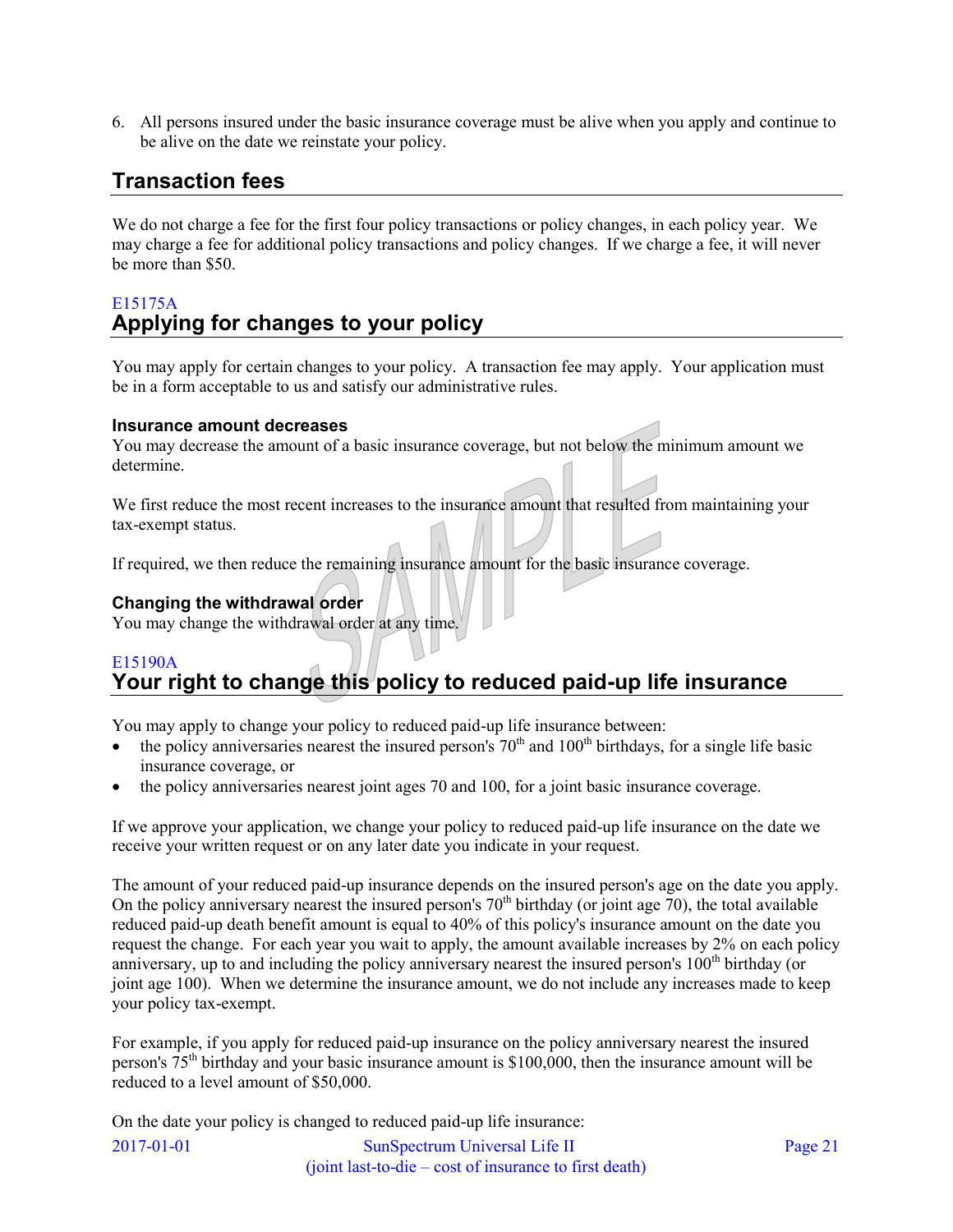6. All persons insured under the basic insurance coverage must be alive when you apply and continue to be alive on the date we reinstate your policy.

## Transaction fees

We do not charge a fee for the first four policy transactions or policy changes, in each policy year. We may charge a fee for additional policy transactions and policy changes. If we charge a fee, it will never be more than $50.

E15175A

## Applying for changes to your policy

You may apply for certain changes to your policy. A transaction fee may apply. Your application must be in a form acceptable to us and satisfy our administrative rules.

### Insurance amount decreases

You may decrease the amount of a basic insurance coverage, but not below the minimum amount we determine.

We first reduce the most recent increases to the insurance amount that resulted from maintaining your tax-exempt status.

If required, we then reduce the remaining insurance amount for the basic insurance coverage.

### Changing the withdrawal order

You may change the withdrawal order at any time.

E15190A

## Your right to change this policy to reduced paid-up life insurance

You may apply to change your policy to reduced paid-up life insurance between:

- the policy anniversaries nearest the insured person's 70th and 100th birthdays, for a single life basic insurance coverage, or
- the policy anniversaries nearest joint ages 70 and 100, for a joint basic insurance coverage.

If we approve your application, we change your policy to reduced paid-up life insurance on the date we receive your written request or on any later date you indicate in your request.

The amount of your reduced paid-up insurance depends on the insured person's age on the date you apply. On the policy anniversary nearest the insured person's 70th birthday (or joint age 70), the total available reduced paid-up death benefit amount is equal to 40% of this policy's insurance amount on the date you request the change. For each year you wait to apply, the amount available increases by 2% on each policy anniversary, up to and including the policy anniversary nearest the insured person's 100th birthday (or joint age 100). When we determine the insurance amount, we do not include any increases made to keep your policy tax-exempt.

For example, if you apply for reduced paid-up insurance on the policy anniversary nearest the insured person's 75th birthday and your basic insurance amount is $100,000, then the insurance amount will be reduced to a level amount of $50,000.

On the date your policy is changed to reduced paid-up life insurance: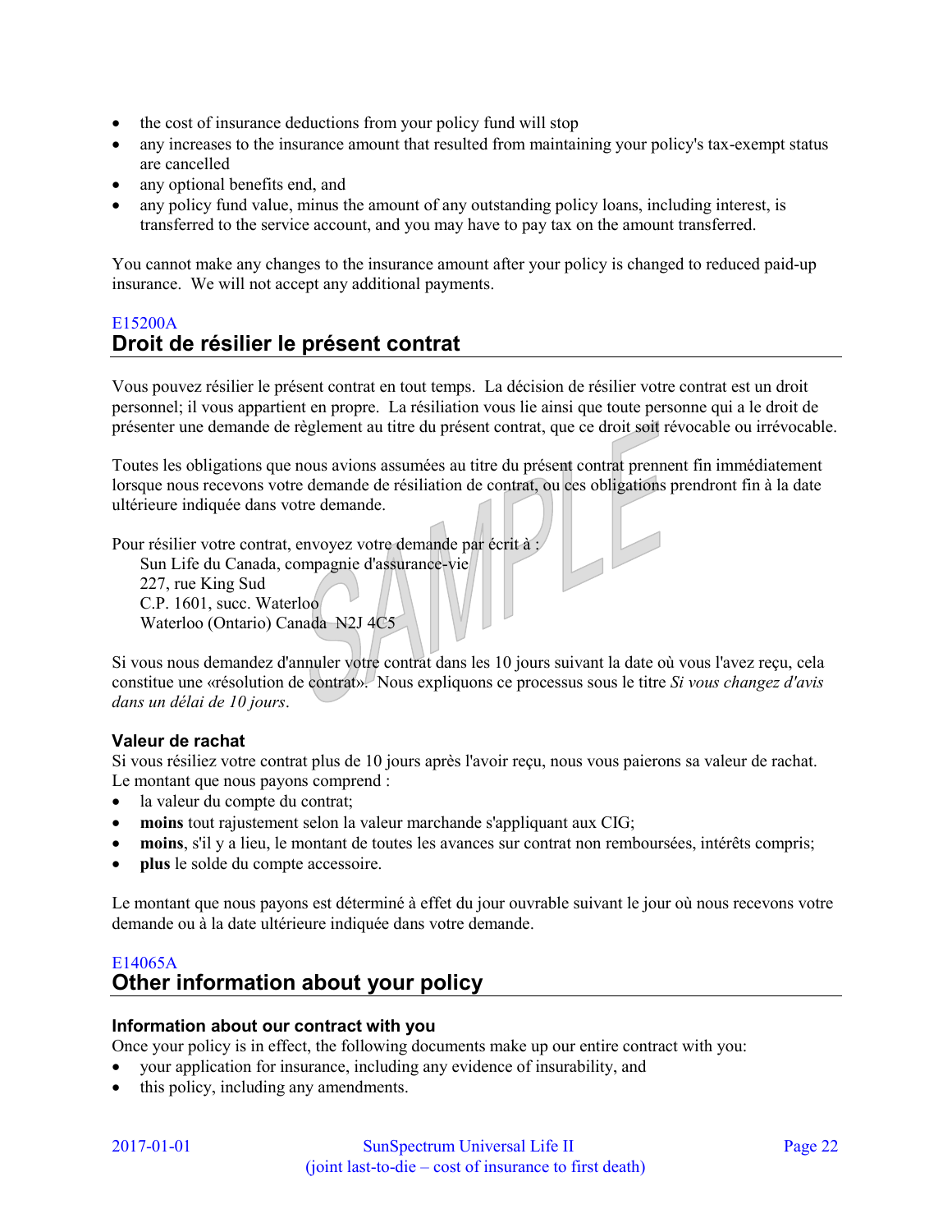- the cost of insurance deductions from your policy fund will stop
- any increases to the insurance amount that resulted from maintaining your policy's tax-exempt status are cancelled
- any optional benefits end, and
- any policy fund value, minus the amount of any outstanding policy loans, including interest, is transferred to the service account, and you may have to pay tax on the amount transferred.

You cannot make any changes to the insurance amount after your policy is changed to reduced paid-up insurance. We will not accept any additional payments.

E15200A

## Droit de résilier le présent contrat

Vous pouvez résilier le présent contrat en tout temps. La décision de résilier votre contrat est un droit personnel; il vous appartient en propre. La résiliation vous lie ainsi que toute personne qui a le droit de présenter une demande de règlement au titre du présent contrat, que ce droit soit révocable ou irrévocable.

Toutes les obligations que nous avions assumées au titre du présent contrat prennent fin immédiatement lorsque nous recevons votre demande de résiliation de contrat, ou ces obligations prendront fin à la date ultérieure indiquée dans votre demande.

Pour résilier votre contrat, envoyez votre demande par écrit à :

Sun Life du Canada, compagnie d'assurance-vie
227, rue King Sud
C.P. 1601, succ. Waterloo
Waterloo (Ontario) Canada N2J 4C5

Si vous nous demandez d'annuler votre contrat dans les 10 jours suivant la date où vous l'avez reçu, cela constitue une «résolution de contrat». Nous expliquons ce processus sous le titre *Si vous changez d'avis dans un délai de 10 jours*.

### Valeur de rachat

Si vous résiliez votre contrat plus de 10 jours après l'avoir reçu, nous vous paierons sa valeur de rachat. Le montant que nous payons comprend :

- la valeur du compte du contrat;
- **moins** tout rajustement selon la valeur marchande s'appliquant aux CIG;
- **moins**, s'il y a lieu, le montant de toutes les avances sur contrat non remboursées, intérêts compris;
- **plus** le solde du compte accessoire.

Le montant que nous payons est déterminé à effet du jour ouvrable suivant le jour où nous recevons votre demande ou à la date ultérieure indiquée dans votre demande.

E14065A

## Other information about your policy

### Information about our contract with you

Once your policy is in effect, the following documents make up our entire contract with you:

- your application for insurance, including any evidence of insurability, and
- this policy, including any amendments.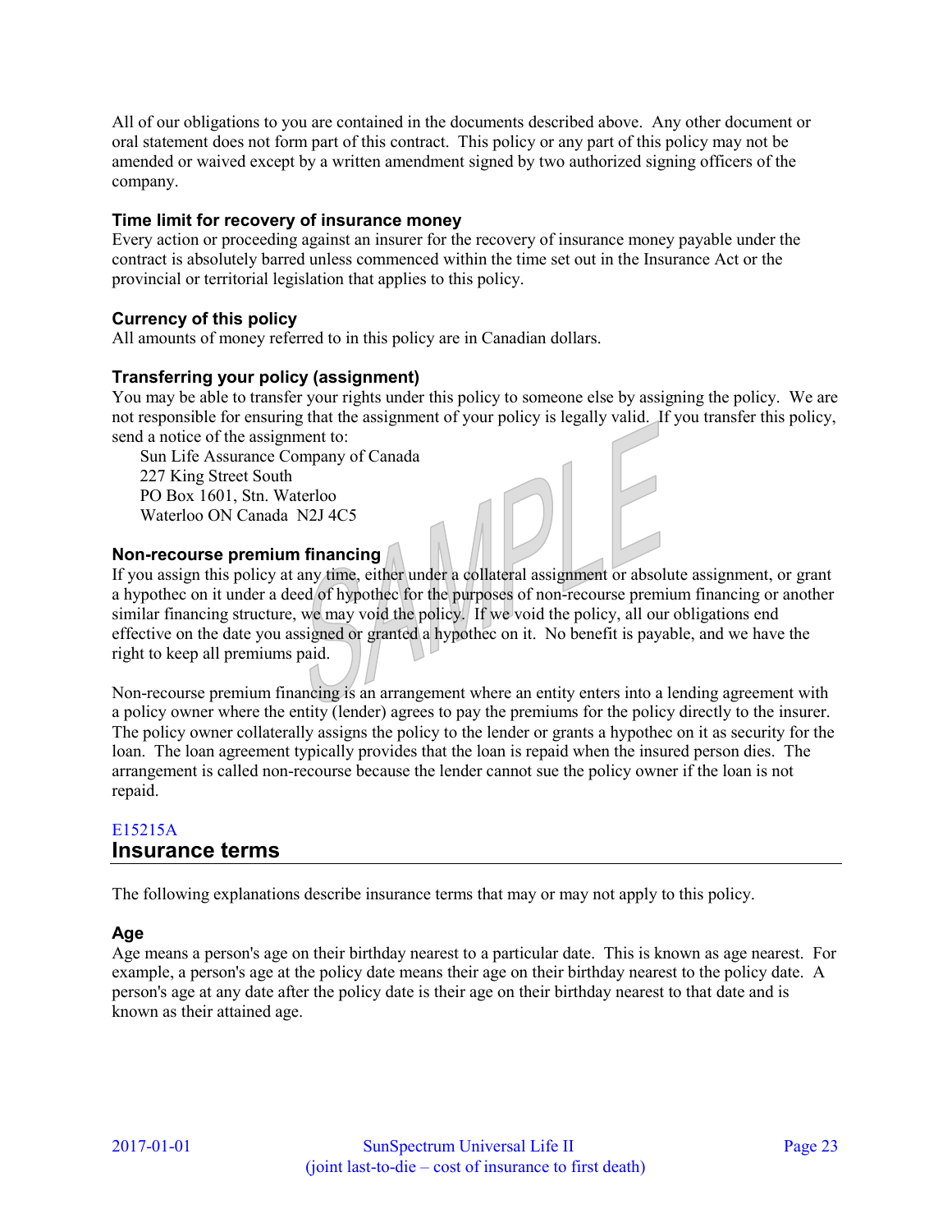All of our obligations to you are contained in the documents described above. Any other document or oral statement does not form part of this contract. This policy or any part of this policy may not be amended or waived except by a written amendment signed by two authorized signing officers of the company.

### Time limit for recovery of insurance money

Every action or proceeding against an insurer for the recovery of insurance money payable under the contract is absolutely barred unless commenced within the time set out in the Insurance Act or the provincial or territorial legislation that applies to this policy.

### Currency of this policy

All amounts of money referred to in this policy are in Canadian dollars.

### Transferring your policy (assignment)

You may be able to transfer your rights under this policy to someone else by assigning the policy. We are not responsible for ensuring that the assignment of your policy is legally valid. If you transfer this policy, send a notice of the assignment to:

Sun Life Assurance Company of Canada  
227 King Street South  
PO Box 1601, Stn. Waterloo  
Waterloo ON Canada N2J 4C5

### Non-recourse premium financing

If you assign this policy at any time, either under a collateral assignment or absolute assignment, or grant a hypothec on it under a deed of hypothec for the purposes of non-recourse premium financing or another similar financing structure, we may void the policy. If we void the policy, all our obligations end effective on the date you assigned or granted a hypothec on it. No benefit is payable, and we have the right to keep all premiums paid.

Non-recourse premium financing is an arrangement where an entity enters into a lending agreement with a policy owner where the entity (lender) agrees to pay the premiums for the policy directly to the insurer. The policy owner collaterally assigns the policy to the lender or grants a hypothec on it as security for the loan. The loan agreement typically provides that the loan is repaid when the insured person dies. The arrangement is called non-recourse because the lender cannot sue the policy owner if the loan is not repaid.

E15215A

## Insurance terms

The following explanations describe insurance terms that may or may not apply to this policy.

### Age

Age means a person's age on their birthday nearest to a particular date. This is known as age nearest. For example, a person's age at the policy date means their age on their birthday nearest to the policy date. A person's age at any date after the policy date is their age on their birthday nearest to that date and is known as their attained age.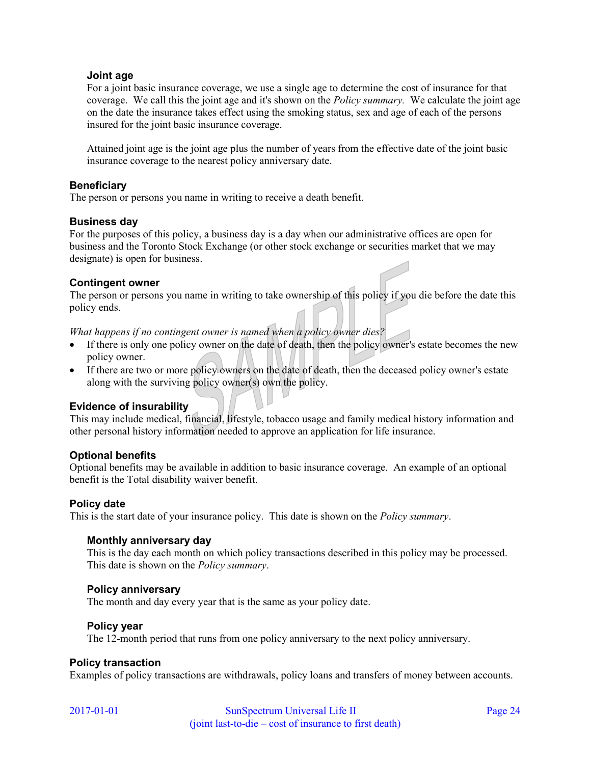#### Joint age

For a joint basic insurance coverage, we use a single age to determine the cost of insurance for that coverage. We call this the joint age and it's shown on the *Policy summary.* We calculate the joint age on the date the insurance takes effect using the smoking status, sex and age of each of the persons insured for the joint basic insurance coverage.

Attained joint age is the joint age plus the number of years from the effective date of the joint basic insurance coverage to the nearest policy anniversary date.

### Beneficiary

The person or persons you name in writing to receive a death benefit.

### Business day

For the purposes of this policy, a business day is a day when our administrative offices are open for business and the Toronto Stock Exchange (or other stock exchange or securities market that we may designate) is open for business.

### Contingent owner

The person or persons you name in writing to take ownership of this policy if you die before the date this policy ends.

*What happens if no contingent owner is named when a policy owner dies?*

- If there is only one policy owner on the date of death, then the policy owner's estate becomes the new policy owner.
- If there are two or more policy owners on the date of death, then the deceased policy owner's estate along with the surviving policy owner(s) own the policy.

### Evidence of insurability

This may include medical, financial, lifestyle, tobacco usage and family medical history information and other personal history information needed to approve an application for life insurance.

### Optional benefits

Optional benefits may be available in addition to basic insurance coverage. An example of an optional benefit is the Total disability waiver benefit.

### Policy date

This is the start date of your insurance policy. This date is shown on the *Policy summary*.

#### Monthly anniversary day

This is the day each month on which policy transactions described in this policy may be processed. This date is shown on the *Policy summary*.

#### Policy anniversary

The month and day every year that is the same as your policy date.

#### Policy year

The 12-month period that runs from one policy anniversary to the next policy anniversary.

### Policy transaction

Examples of policy transactions are withdrawals, policy loans and transfers of money between accounts.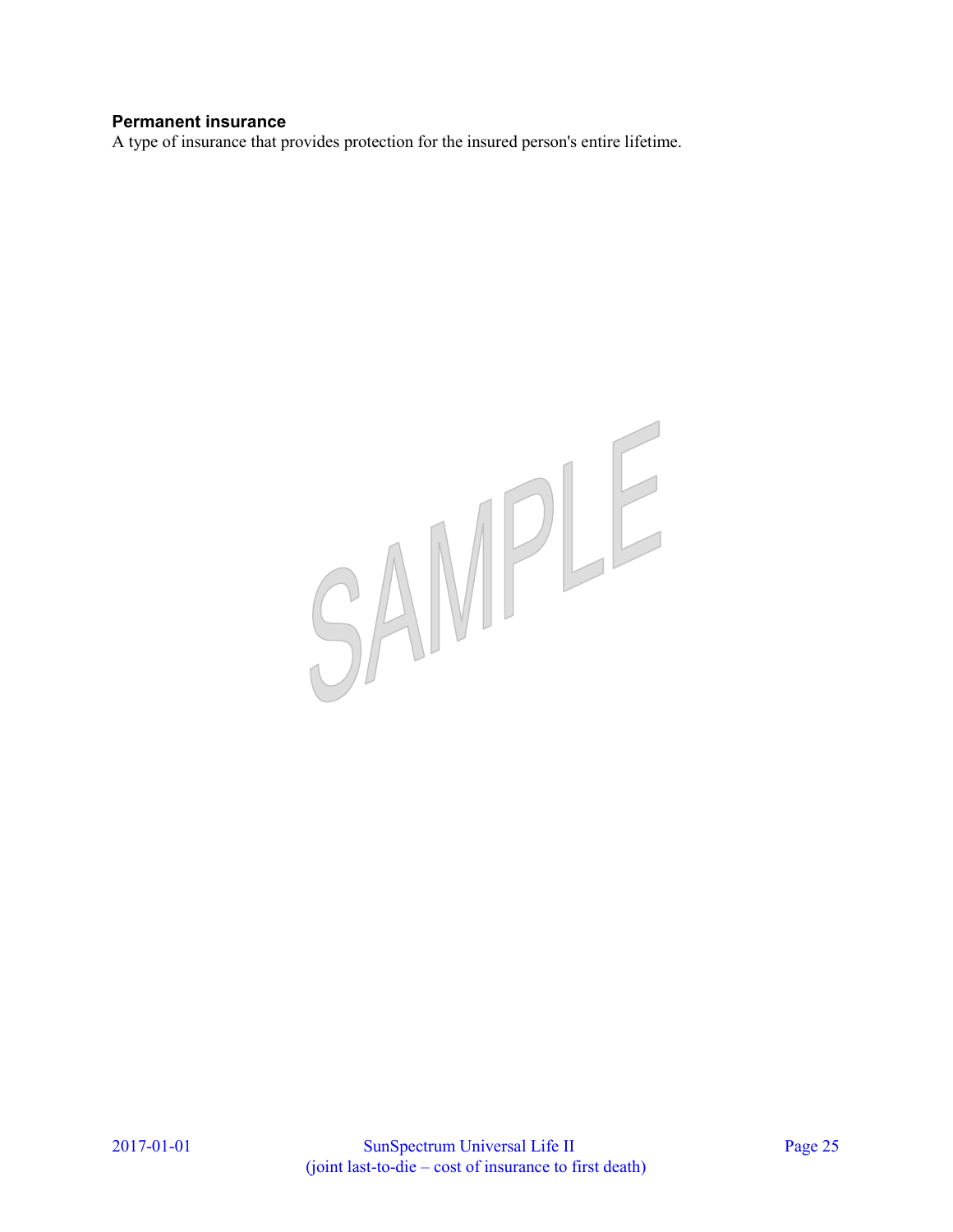**Permanent insurance**

A type of insurance that provides protection for the insured person's entire lifetime.